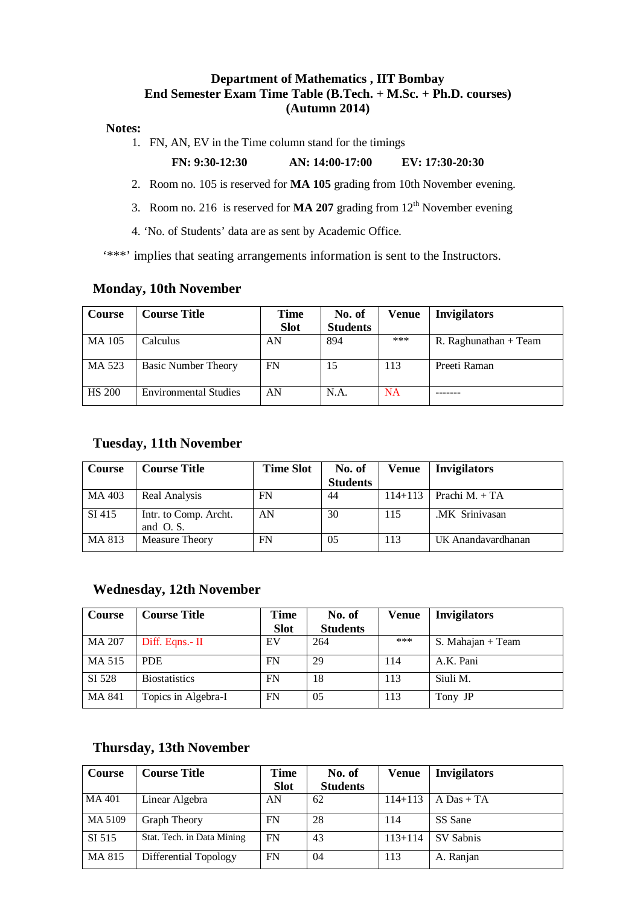**Department of Mathematics , IIT Bombay**
**End Semester Exam Time Table (B.Tech. + M.Sc. + Ph.D. courses)**
**(Autumn 2014)**

**Notes:**

1. FN, AN, EV in the Time column stand for the timings

   **FN: 9:30-12:30 AN: 14:00-17:00 EV: 17:30-20:30**

2. Room no. 105 is reserved for **MA 105** grading from 10th November evening.
3. Room no. 216 is reserved for **MA 207** grading from 12th November evening
4. 'No. of Students' data are as sent by Academic Office.

'***' implies that seating arrangements information is sent to the Instructors.

## Monday, 10th November

| Course | Course Title | Time Slot | No. of Students | Venue | Invigilators |
|---|---|---|---|---|---|
| MA 105 | Calculus | AN | 894 | *** | R. Raghunathan + Team |
| MA 523 | Basic Number Theory | FN | 15 | 113 | Preeti Raman |
| HS 200 | Environmental Studies | AN | N.A. | NA | ------- |

## Tuesday, 11th November

| Course | Course Title | Time Slot | No. of Students | Venue | Invigilators |
|---|---|---|---|---|---|
| MA 403 | Real Analysis | FN | 44 | 114+113 | Prachi M. + TA |
| SI 415 | Intr. to Comp. Archt. and O. S. | AN | 30 | 115 | .MK Srinivasan |
| MA 813 | Measure Theory | FN | 05 | 113 | UK Anandavardhanan |

## Wednesday, 12th November

| Course | Course Title | Time Slot | No. of Students | Venue | Invigilators |
|---|---|---|---|---|---|
| MA 207 | Diff. Eqns.- II | EV | 264 | *** | S. Mahajan + Team |
| MA 515 | PDE | FN | 29 | 114 | A.K. Pani |
| SI 528 | Biostatistics | FN | 18 | 113 | Siuli M. |
| MA 841 | Topics in Algebra-I | FN | 05 | 113 | Tony JP |

## Thursday, 13th November

| Course | Course Title | Time Slot | No. of Students | Venue | Invigilators |
|---|---|---|---|---|---|
| MA 401 | Linear Algebra | AN | 62 | 114+113 | A Das + TA |
| MA 5109 | Graph Theory | FN | 28 | 114 | SS Sane |
| SI 515 | Stat. Tech. in Data Mining | FN | 43 | 113+114 | SV Sabnis |
| MA 815 | Differential Topology | FN | 04 | 113 | A. Ranjan |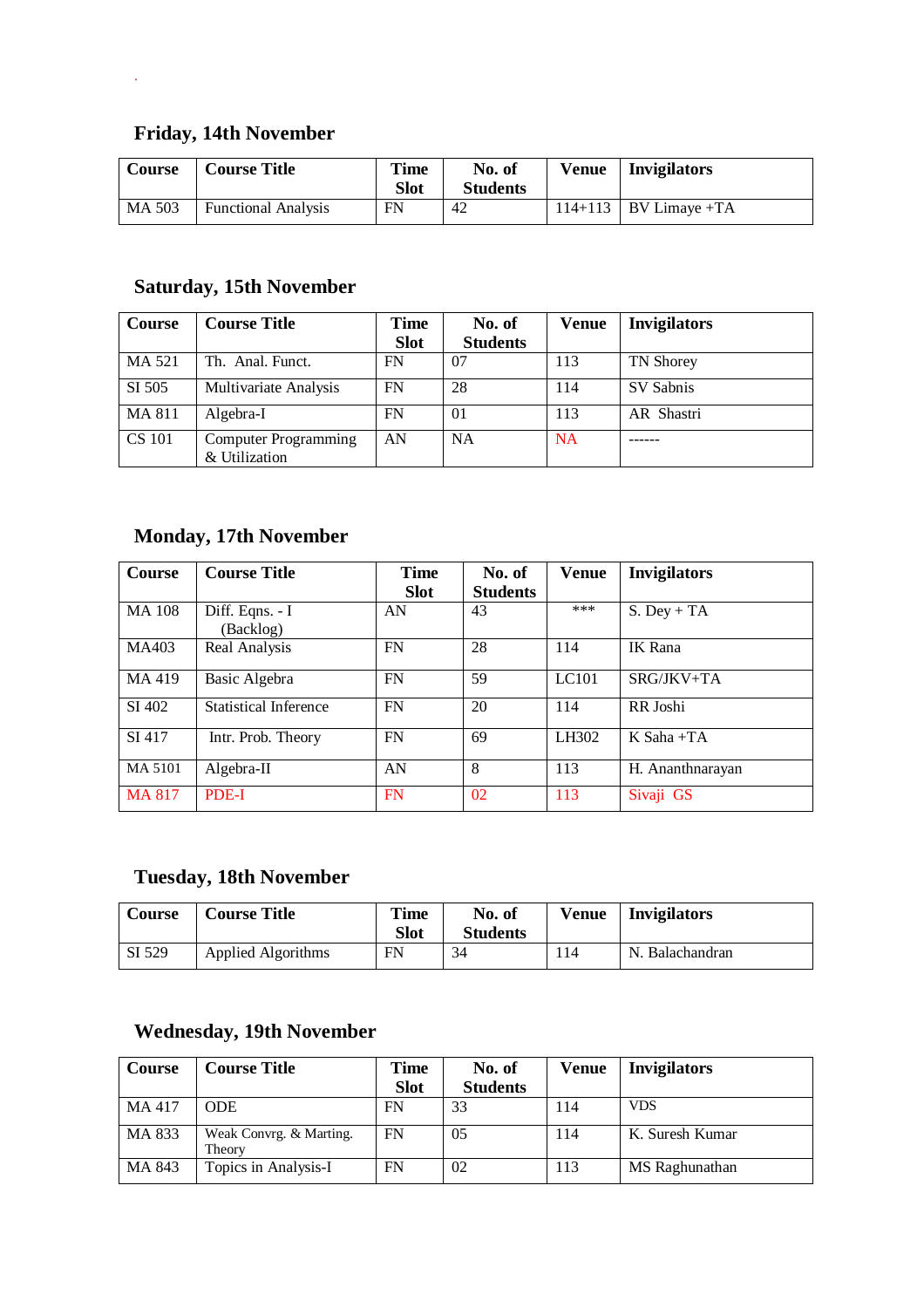### Friday, 14th November

| Course | Course Title | Time Slot | No. of Students | Venue | Invigilators |
|---|---|---|---|---|---|
| MA 503 | Functional Analysis | FN | 42 | 114+113 | BV Limaye +TA |

### Saturday, 15th November

| Course | Course Title | Time Slot | No. of Students | Venue | Invigilators |
|---|---|---|---|---|---|
| MA 521 | Th. Anal. Funct. | FN | 07 | 113 | TN Shorey |
| SI 505 | Multivariate Analysis | FN | 28 | 114 | SV Sabnis |
| MA 811 | Algebra-I | FN | 01 | 113 | AR Shastri |
| CS 101 | Computer Programming & Utilization | AN | NA | NA | ------ |

### Monday, 17th November

| Course | Course Title | Time Slot | No. of Students | Venue | Invigilators |
|---|---|---|---|---|---|
| MA 108 | Diff. Eqns. - I (Backlog) | AN | 43 | *** | S. Dey + TA |
| MA403 | Real Analysis | FN | 28 | 114 | IK Rana |
| MA 419 | Basic Algebra | FN | 59 | LC101 | SRG/JKV+TA |
| SI 402 | Statistical Inference | FN | 20 | 114 | RR Joshi |
| SI 417 | Intr. Prob. Theory | FN | 69 | LH302 | K Saha +TA |
| MA 5101 | Algebra-II | AN | 8 | 113 | H. Ananthnarayan |
| MA 817 | PDE-I | FN | 02 | 113 | Sivaji GS |

### Tuesday, 18th November

| Course | Course Title | Time Slot | No. of Students | Venue | Invigilators |
|---|---|---|---|---|---|
| SI 529 | Applied Algorithms | FN | 34 | 114 | N. Balachandran |

### Wednesday, 19th November

| Course | Course Title | Time Slot | No. of Students | Venue | Invigilators |
|---|---|---|---|---|---|
| MA 417 | ODE | FN | 33 | 114 | VDS |
| MA 833 | Weak Convrg. & Marting. Theory | FN | 05 | 114 | K. Suresh Kumar |
| MA 843 | Topics in Analysis-I | FN | 02 | 113 | MS Raghunathan |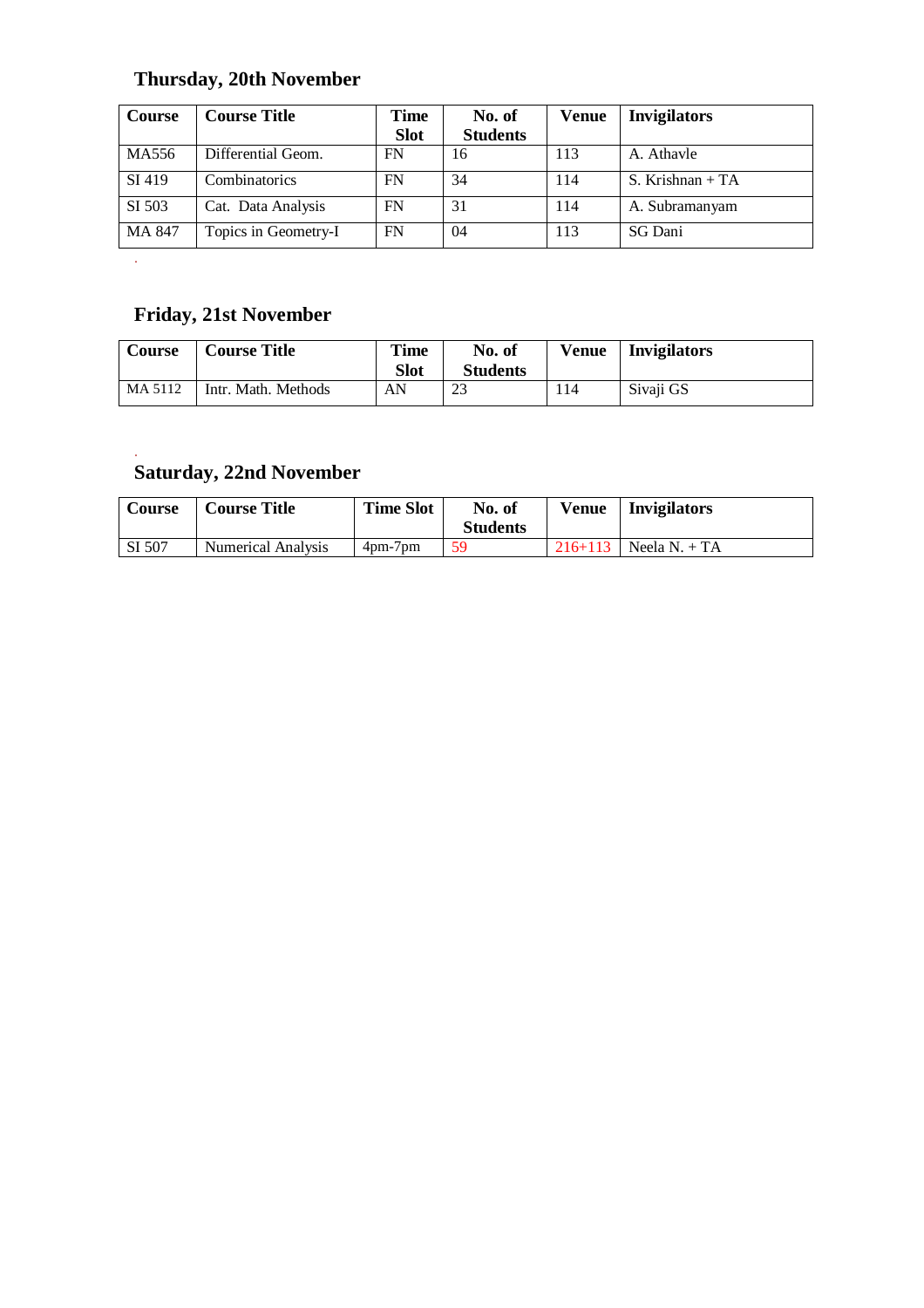### Thursday, 20th November

| Course | Course Title | Time Slot | No. of Students | Venue | Invigilators |
|---|---|---|---|---|---|
| MA556 | Differential Geom. | FN | 16 | 113 | A. Athavle |
| SI 419 | Combinatorics | FN | 34 | 114 | S. Krishnan + TA |
| SI 503 | Cat. Data Analysis | FN | 31 | 114 | A. Subramanyam |
| MA 847 | Topics in Geometry-I | FN | 04 | 113 | SG Dani |

### Friday, 21st November

| Course | Course Title | Time Slot | No. of Students | Venue | Invigilators |
|---|---|---|---|---|---|
| MA 5112 | Intr. Math. Methods | AN | 23 | 114 | Sivaji GS |

### Saturday, 22nd November

| Course | Course Title | Time Slot | No. of Students | Venue | Invigilators |
|---|---|---|---|---|---|
| SI 507 | Numerical Analysis | 4pm-7pm | 59 | 216+113 | Neela N. + TA |